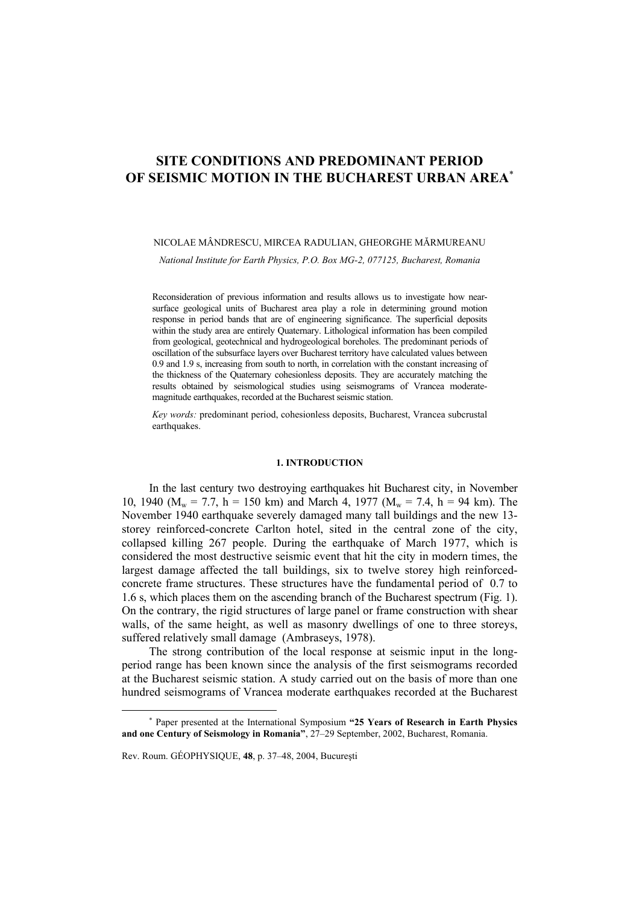# SITE CONDITIONS AND PREDOMINANT PERIOD OF SEISMIC MOTION IN THE BUCHAREST URBAN AREA[*]

NICOLAE MÂNDRESCU, MIRCEA RADULIAN, GHEORGHE MĂRMUREANU

*National Institute for Earth Physics, P.O. Box MG-2, 077125, Bucharest, Romania*

Reconsideration of previous information and results allows us to investigate how near-surface geological units of Bucharest area play a role in determining ground motion response in period bands that are of engineering significance. The superficial deposits within the study area are entirely Quaternary. Lithological information has been compiled from geological, geotechnical and hydrogeological boreholes. The predominant periods of oscillation of the subsurface layers over Bucharest territory have calculated values between 0.9 and 1.9 s, increasing from south to north, in correlation with the constant increasing of the thickness of the Quaternary cohesionless deposits. They are accurately matching the results obtained by seismological studies using seismograms of Vrancea moderate-magnitude earthquakes, recorded at the Bucharest seismic station.

*Key words:* predominant period, cohesionless deposits, Bucharest, Vrancea subcrustal earthquakes.

## 1. INTRODUCTION

In the last century two destroying earthquakes hit Bucharest city, in November 10, 1940 ($M_w$ = 7.7, h = 150 km) and March 4, 1977 ($M_w$ = 7.4, h = 94 km). The November 1940 earthquake severely damaged many tall buildings and the new 13-storey reinforced-concrete Carlton hotel, sited in the central zone of the city, collapsed killing 267 people. During the earthquake of March 1977, which is considered the most destructive seismic event that hit the city in modern times, the largest damage affected the tall buildings, six to twelve storey high reinforced-concrete frame structures. These structures have the fundamental period of 0.7 to 1.6 s, which places them on the ascending branch of the Bucharest spectrum (Fig. 1). On the contrary, the rigid structures of large panel or frame construction with shear walls, of the same height, as well as masonry dwellings of one to three storeys, suffered relatively small damage (Ambraseys, 1978).

The strong contribution of the local response at seismic input in the long-period range has been known since the analysis of the first seismograms recorded at the Bucharest seismic station. A study carried out on the basis of more than one hundred seismograms of Vrancea moderate earthquakes recorded at the Bucharest

[*] Paper presented at the International Symposium **"25 Years of Research in Earth Physics and one Century of Seismology in Romania"**, 27–29 September, 2002, Bucharest, Romania.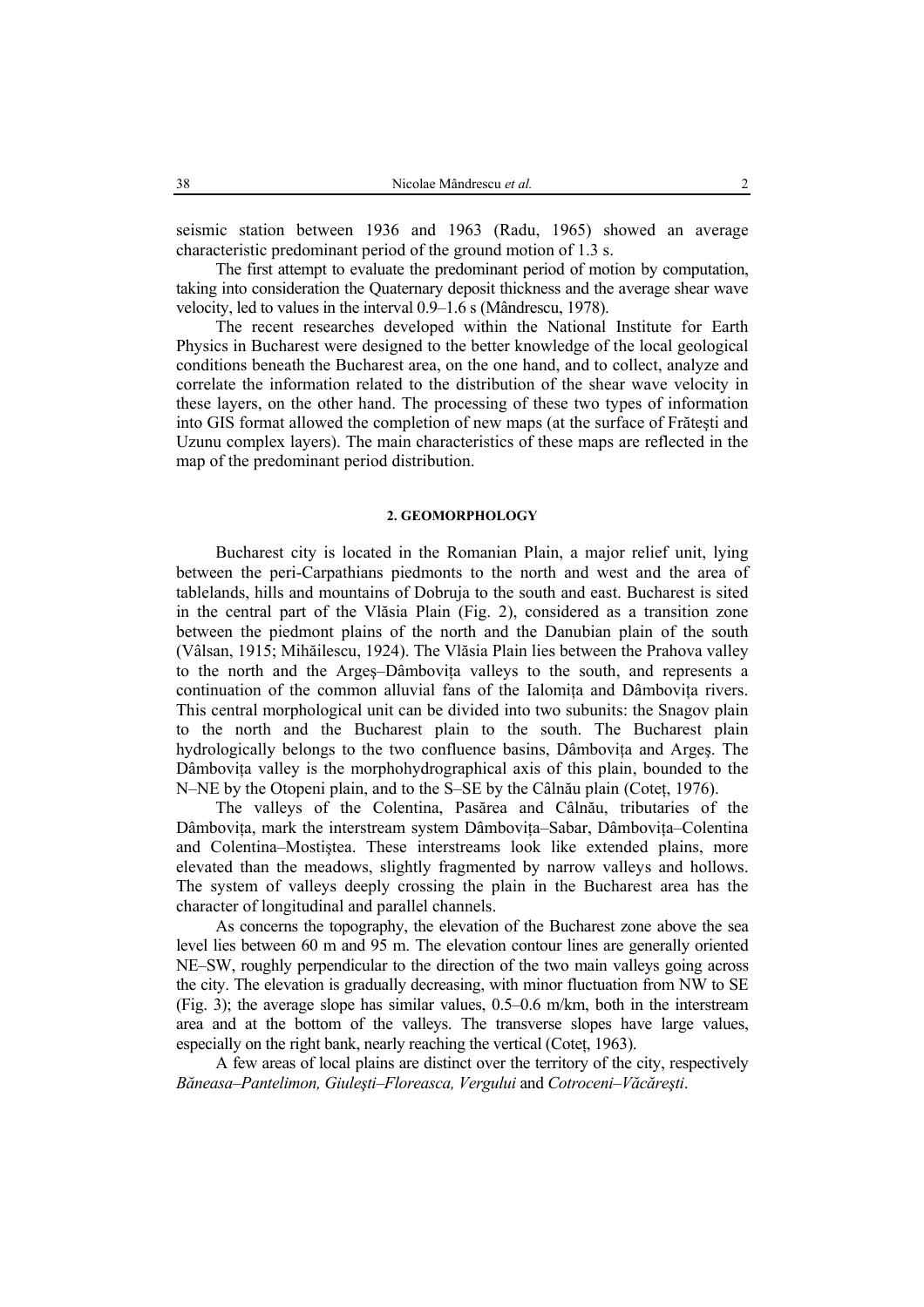seismic station between 1936 and 1963 (Radu, 1965) showed an average characteristic predominant period of the ground motion of 1.3 s.

The first attempt to evaluate the predominant period of motion by computation, taking into consideration the Quaternary deposit thickness and the average shear wave velocity, led to values in the interval 0.9–1.6 s (Mândrescu, 1978).

The recent researches developed within the National Institute for Earth Physics in Bucharest were designed to the better knowledge of the local geological conditions beneath the Bucharest area, on the one hand, and to collect, analyze and correlate the information related to the distribution of the shear wave velocity in these layers, on the other hand. The processing of these two types of information into GIS format allowed the completion of new maps (at the surface of Frăteşti and Uzunu complex layers). The main characteristics of these maps are reflected in the map of the predominant period distribution.

## 2. GEOMORPHOLOGY

Bucharest city is located in the Romanian Plain, a major relief unit, lying between the peri-Carpathians piedmonts to the north and west and the area of tablelands, hills and mountains of Dobruja to the south and east. Bucharest is sited in the central part of the Vlăsia Plain (Fig. 2), considered as a transition zone between the piedmont plains of the north and the Danubian plain of the south (Vâlsan, 1915; Mihăilescu, 1924). The Vlăsia Plain lies between the Prahova valley to the north and the Argeş–Dâmboviţa valleys to the south, and represents a continuation of the common alluvial fans of the Ialomiţa and Dâmboviţa rivers. This central morphological unit can be divided into two subunits: the Snagov plain to the north and the Bucharest plain to the south. The Bucharest plain hydrologically belongs to the two confluence basins, Dâmboviţa and Argeş. The Dâmboviţa valley is the morphohydrographical axis of this plain, bounded to the N–NE by the Otopeni plain, and to the S–SE by the Câlnău plain (Coteţ, 1976).

The valleys of the Colentina, Pasărea and Câlnău, tributaries of the Dâmboviţa, mark the interstream system Dâmboviţa–Sabar, Dâmboviţa–Colentina and Colentina–Mostiştea. These interstreams look like extended plains, more elevated than the meadows, slightly fragmented by narrow valleys and hollows. The system of valleys deeply crossing the plain in the Bucharest area has the character of longitudinal and parallel channels.

As concerns the topography, the elevation of the Bucharest zone above the sea level lies between 60 m and 95 m. The elevation contour lines are generally oriented NE–SW, roughly perpendicular to the direction of the two main valleys going across the city. The elevation is gradually decreasing, with minor fluctuation from NW to SE (Fig. 3); the average slope has similar values, 0.5–0.6 m/km, both in the interstream area and at the bottom of the valleys. The transverse slopes have large values, especially on the right bank, nearly reaching the vertical (Coteţ, 1963).

A few areas of local plains are distinct over the territory of the city, respectively *Băneasa–Pantelimon, Giuleşti–Floreasca, Vergului* and *Cotroceni–Văcăreşti*.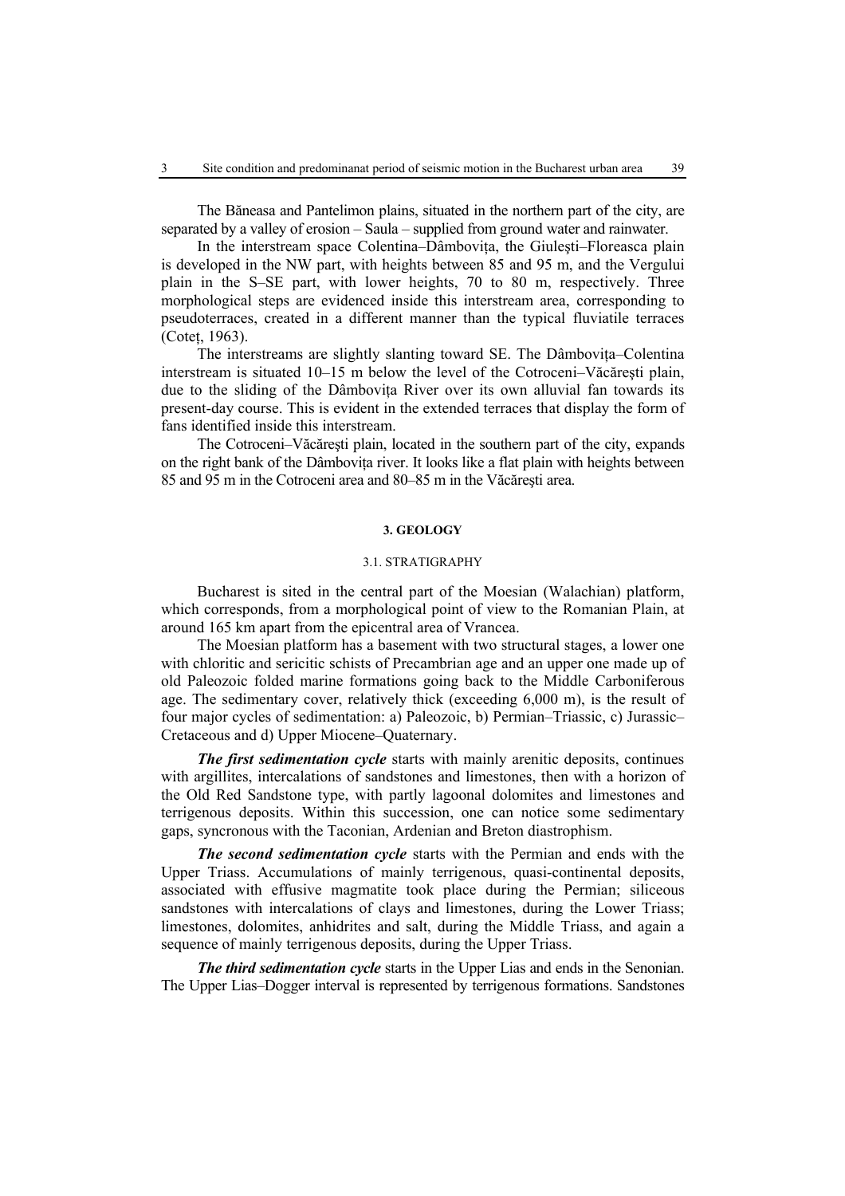The Băneasa and Pantelimon plains, situated in the northern part of the city, are separated by a valley of erosion – Saula – supplied from ground water and rainwater.

In the interstream space Colentina–Dâmbovița, the Giulești–Floreasca plain is developed in the NW part, with heights between 85 and 95 m, and the Vergului plain in the S–SE part, with lower heights, 70 to 80 m, respectively. Three morphological steps are evidenced inside this interstream area, corresponding to pseudoterraces, created in a different manner than the typical fluviatile terraces (Coteț, 1963).

The interstreams are slightly slanting toward SE. The Dâmbovița–Colentina interstream is situated 10–15 m below the level of the Cotroceni–Văcărești plain, due to the sliding of the Dâmbovița River over its own alluvial fan towards its present-day course. This is evident in the extended terraces that display the form of fans identified inside this interstream.

The Cotroceni–Văcărești plain, located in the southern part of the city, expands on the right bank of the Dâmbovița river. It looks like a flat plain with heights between 85 and 95 m in the Cotroceni area and 80–85 m in the Văcărești area.

## 3. GEOLOGY

### 3.1. STRATIGRAPHY

Bucharest is sited in the central part of the Moesian (Walachian) platform, which corresponds, from a morphological point of view to the Romanian Plain, at around 165 km apart from the epicentral area of Vrancea.

The Moesian platform has a basement with two structural stages, a lower one with chloritic and sericitic schists of Precambrian age and an upper one made up of old Paleozoic folded marine formations going back to the Middle Carboniferous age. The sedimentary cover, relatively thick (exceeding 6,000 m), is the result of four major cycles of sedimentation: a) Paleozoic, b) Permian–Triassic, c) Jurassic–Cretaceous and d) Upper Miocene–Quaternary.

***The first sedimentation cycle*** starts with mainly arenitic deposits, continues with argillites, intercalations of sandstones and limestones, then with a horizon of the Old Red Sandstone type, with partly lagoonal dolomites and limestones and terrigenous deposits. Within this succession, one can notice some sedimentary gaps, syncronous with the Taconian, Ardenian and Breton diastrophism.

***The second sedimentation cycle*** starts with the Permian and ends with the Upper Triass. Accumulations of mainly terrigenous, quasi-continental deposits, associated with effusive magmatite took place during the Permian; siliceous sandstones with intercalations of clays and limestones, during the Lower Triass; limestones, dolomites, anhidrites and salt, during the Middle Triass, and again a sequence of mainly terrigenous deposits, during the Upper Triass.

***The third sedimentation cycle*** starts in the Upper Lias and ends in the Senonian. The Upper Lias–Dogger interval is represented by terrigenous formations. Sandstones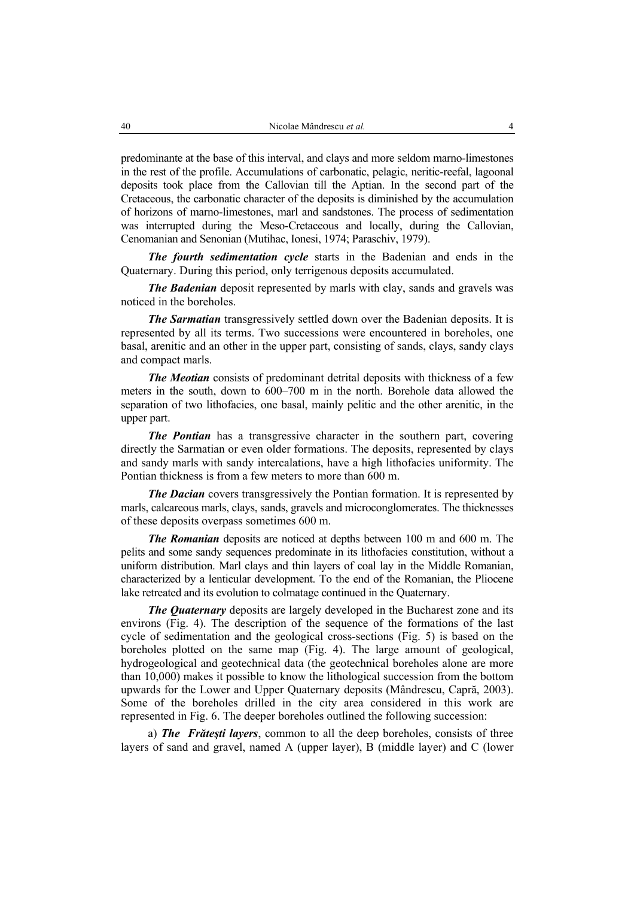predominante at the base of this interval, and clays and more seldom marno-limestones in the rest of the profile. Accumulations of carbonatic, pelagic, neritic-reefal, lagoonal deposits took place from the Callovian till the Aptian. In the second part of the Cretaceous, the carbonatic character of the deposits is diminished by the accumulation of horizons of marno-limestones, marl and sandstones. The process of sedimentation was interrupted during the Meso-Cretaceous and locally, during the Callovian, Cenomanian and Senonian (Mutihac, Ionesi, 1974; Paraschiv, 1979).

***The fourth sedimentation cycle*** starts in the Badenian and ends in the Quaternary. During this period, only terrigenous deposits accumulated.

***The Badenian*** deposit represented by marls with clay, sands and gravels was noticed in the boreholes.

***The Sarmatian*** transgressively settled down over the Badenian deposits. It is represented by all its terms. Two successions were encountered in boreholes, one basal, arenitic and an other in the upper part, consisting of sands, clays, sandy clays and compact marls.

***The Meotian*** consists of predominant detrital deposits with thickness of a few meters in the south, down to 600–700 m in the north. Borehole data allowed the separation of two lithofacies, one basal, mainly pelitic and the other arenitic, in the upper part.

***The Pontian*** has a transgressive character in the southern part, covering directly the Sarmatian or even older formations. The deposits, represented by clays and sandy marls with sandy intercalations, have a high lithofacies uniformity. The Pontian thickness is from a few meters to more than 600 m.

***The Dacian*** covers transgressively the Pontian formation. It is represented by marls, calcareous marls, clays, sands, gravels and microconglomerates. The thicknesses of these deposits overpass sometimes 600 m.

***The Romanian*** deposits are noticed at depths between 100 m and 600 m. The pelits and some sandy sequences predominate in its lithofacies constitution, without a uniform distribution. Marl clays and thin layers of coal lay in the Middle Romanian, characterized by a lenticular development. To the end of the Romanian, the Pliocene lake retreated and its evolution to colmatage continued in the Quaternary.

***The Quaternary*** deposits are largely developed in the Bucharest zone and its environs (Fig. 4). The description of the sequence of the formations of the last cycle of sedimentation and the geological cross-sections (Fig. 5) is based on the boreholes plotted on the same map (Fig. 4). The large amount of geological, hydrogeological and geotechnical data (the geotechnical boreholes alone are more than 10,000) makes it possible to know the lithological succession from the bottom upwards for the Lower and Upper Quaternary deposits (Mândrescu, Capră, 2003). Some of the boreholes drilled in the city area considered in this work are represented in Fig. 6. The deeper boreholes outlined the following succession:

a) ***The Frăteşti layers***, common to all the deep boreholes, consists of three layers of sand and gravel, named A (upper layer), B (middle layer) and C (lower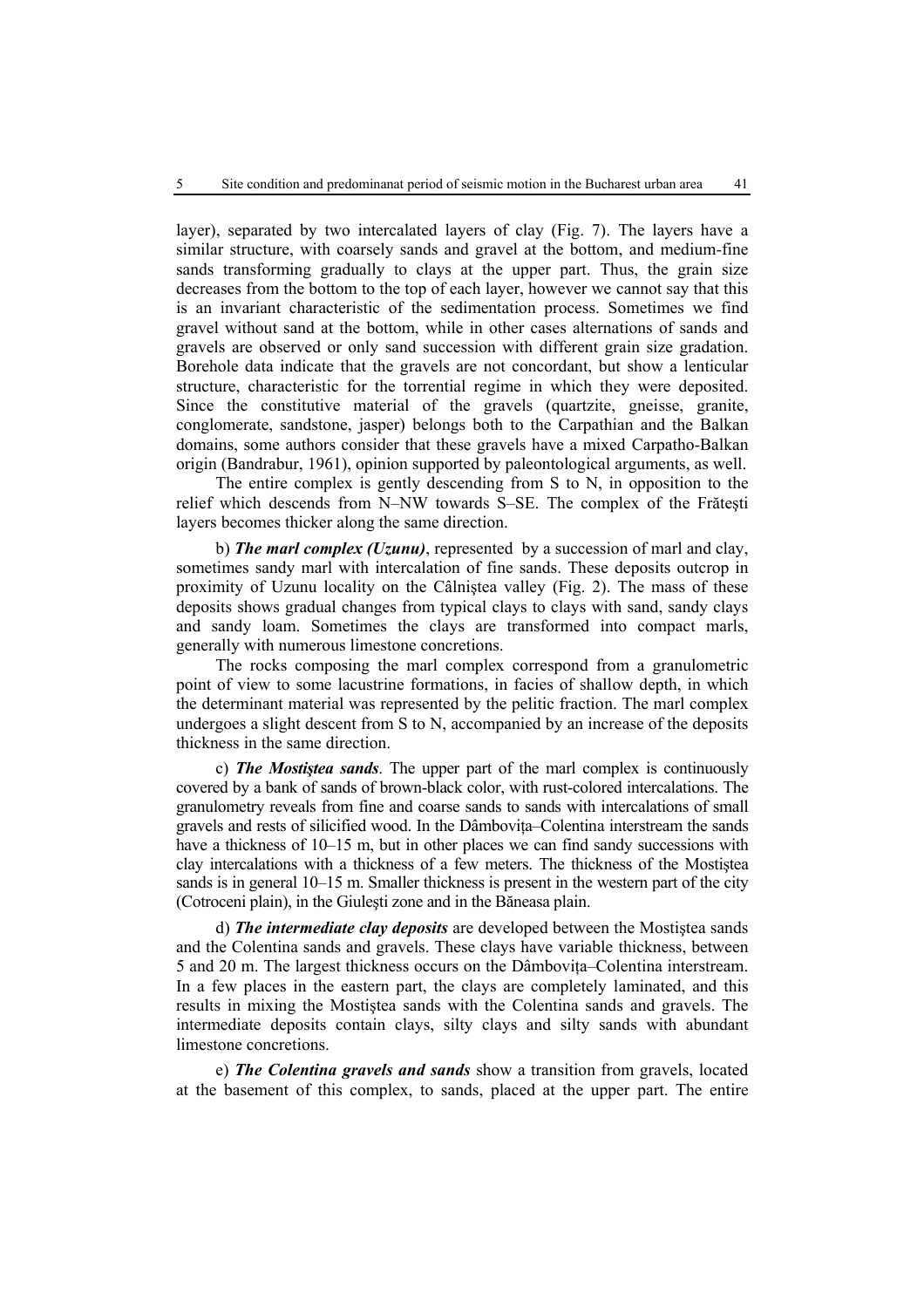layer), separated by two intercalated layers of clay (Fig. 7). The layers have a similar structure, with coarsely sands and gravel at the bottom, and medium-fine sands transforming gradually to clays at the upper part. Thus, the grain size decreases from the bottom to the top of each layer, however we cannot say that this is an invariant characteristic of the sedimentation process. Sometimes we find gravel without sand at the bottom, while in other cases alternations of sands and gravels are observed or only sand succession with different grain size gradation. Borehole data indicate that the gravels are not concordant, but show a lenticular structure, characteristic for the torrential regime in which they were deposited. Since the constitutive material of the gravels (quartzite, gneisse, granite, conglomerate, sandstone, jasper) belongs both to the Carpathian and the Balkan domains, some authors consider that these gravels have a mixed Carpatho-Balkan origin (Bandrabur, 1961), opinion supported by paleontological arguments, as well.

The entire complex is gently descending from S to N, in opposition to the relief which descends from N–NW towards S–SE. The complex of the Frăteşti layers becomes thicker along the same direction.

b) ***The marl complex (Uzunu)***, represented by a succession of marl and clay, sometimes sandy marl with intercalation of fine sands. These deposits outcrop in proximity of Uzunu locality on the Câlniştea valley (Fig. 2). The mass of these deposits shows gradual changes from typical clays to clays with sand, sandy clays and sandy loam. Sometimes the clays are transformed into compact marls, generally with numerous limestone concretions.

The rocks composing the marl complex correspond from a granulometric point of view to some lacustrine formations, in facies of shallow depth, in which the determinant material was represented by the pelitic fraction. The marl complex undergoes a slight descent from S to N, accompanied by an increase of the deposits thickness in the same direction.

c) ***The Mostiştea sands***. The upper part of the marl complex is continuously covered by a bank of sands of brown-black color, with rust-colored intercalations. The granulometry reveals from fine and coarse sands to sands with intercalations of small gravels and rests of silicified wood. In the Dâmboviţa–Colentina interstream the sands have a thickness of 10–15 m, but in other places we can find sandy successions with clay intercalations with a thickness of a few meters. The thickness of the Mostiştea sands is in general 10–15 m. Smaller thickness is present in the western part of the city (Cotroceni plain), in the Giuleşti zone and in the Băneasa plain.

d) ***The intermediate clay deposits*** are developed between the Mostiştea sands and the Colentina sands and gravels. These clays have variable thickness, between 5 and 20 m. The largest thickness occurs on the Dâmboviţa–Colentina interstream. In a few places in the eastern part, the clays are completely laminated, and this results in mixing the Mostiştea sands with the Colentina sands and gravels. The intermediate deposits contain clays, silty clays and silty sands with abundant limestone concretions.

e) ***The Colentina gravels and sands*** show a transition from gravels, located at the basement of this complex, to sands, placed at the upper part. The entire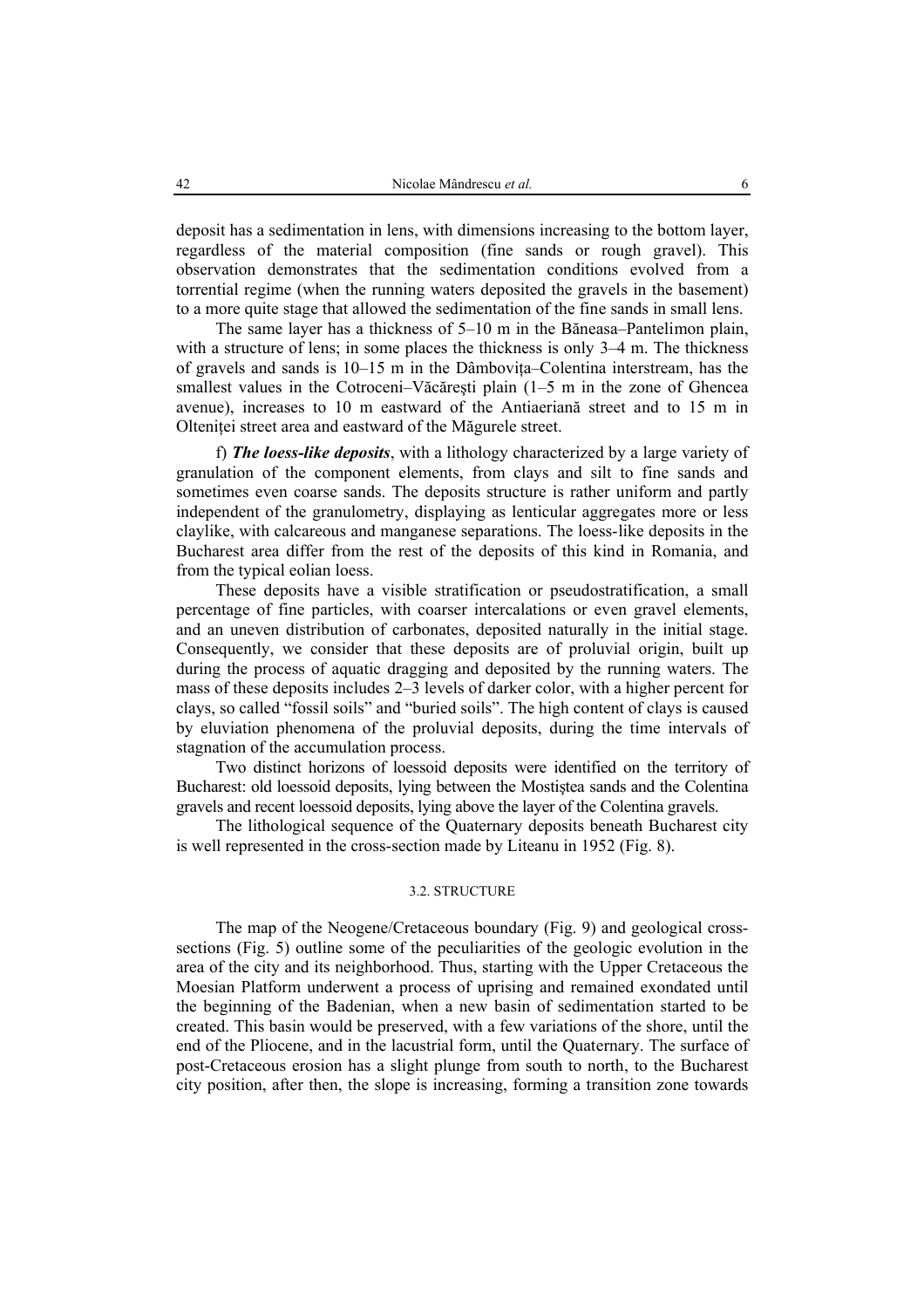deposit has a sedimentation in lens, with dimensions increasing to the bottom layer, regardless of the material composition (fine sands or rough gravel). This observation demonstrates that the sedimentation conditions evolved from a torrential regime (when the running waters deposited the gravels in the basement) to a more quite stage that allowed the sedimentation of the fine sands in small lens.

The same layer has a thickness of 5–10 m in the Băneasa–Pantelimon plain, with a structure of lens; in some places the thickness is only 3–4 m. The thickness of gravels and sands is 10–15 m in the Dâmboviţa–Colentina interstream, has the smallest values in the Cotroceni–Văcăreşti plain (1–5 m in the zone of Ghencea avenue), increases to 10 m eastward of the Antiaeriană street and to 15 m in Olteniţei street area and eastward of the Măgurele street.

f) ***The loess-like deposits***, with a lithology characterized by a large variety of granulation of the component elements, from clays and silt to fine sands and sometimes even coarse sands. The deposits structure is rather uniform and partly independent of the granulometry, displaying as lenticular aggregates more or less claylike, with calcareous and manganese separations. The loess-like deposits in the Bucharest area differ from the rest of the deposits of this kind in Romania, and from the typical eolian loess.

These deposits have a visible stratification or pseudostratification, a small percentage of fine particles, with coarser intercalations or even gravel elements, and an uneven distribution of carbonates, deposited naturally in the initial stage. Consequently, we consider that these deposits are of proluvial origin, built up during the process of aquatic dragging and deposited by the running waters. The mass of these deposits includes 2–3 levels of darker color, with a higher percent for clays, so called "fossil soils" and "buried soils". The high content of clays is caused by eluviation phenomena of the proluvial deposits, during the time intervals of stagnation of the accumulation process.

Two distinct horizons of loessoid deposits were identified on the territory of Bucharest: old loessoid deposits, lying between the Mostiştea sands and the Colentina gravels and recent loessoid deposits, lying above the layer of the Colentina gravels.

The lithological sequence of the Quaternary deposits beneath Bucharest city is well represented in the cross-section made by Liteanu in 1952 (Fig. 8).

### 3.2. STRUCTURE

The map of the Neogene/Cretaceous boundary (Fig. 9) and geological cross-sections (Fig. 5) outline some of the peculiarities of the geologic evolution in the area of the city and its neighborhood. Thus, starting with the Upper Cretaceous the Moesian Platform underwent a process of uprising and remained exondated until the beginning of the Badenian, when a new basin of sedimentation started to be created. This basin would be preserved, with a few variations of the shore, until the end of the Pliocene, and in the lacustrial form, until the Quaternary. The surface of post-Cretaceous erosion has a slight plunge from south to north, to the Bucharest city position, after then, the slope is increasing, forming a transition zone towards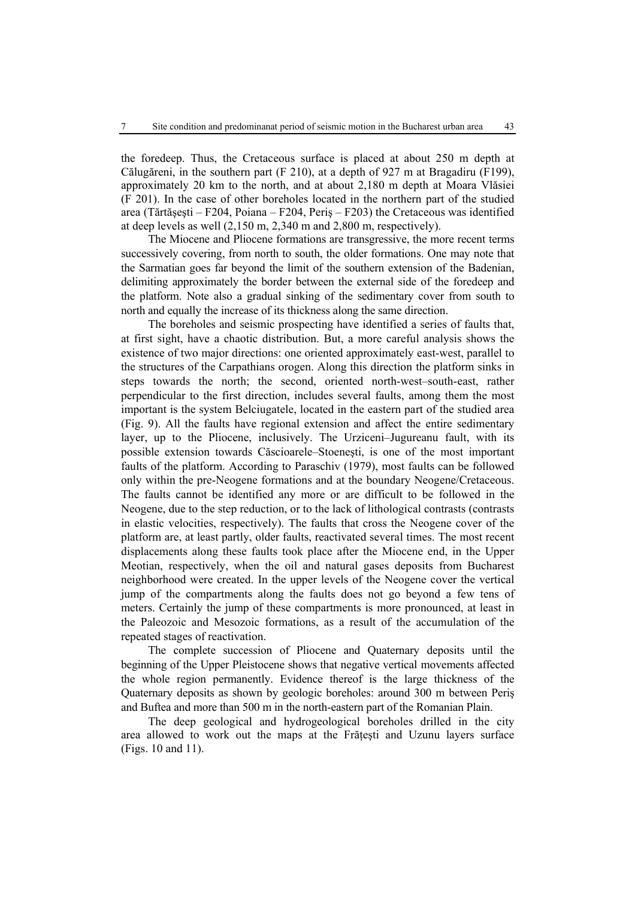the foredeep. Thus, the Cretaceous surface is placed at about 250 m depth at Călugăreni, in the southern part (F 210), at a depth of 927 m at Bragadiru (F199), approximately 20 km to the north, and at about 2,180 m depth at Moara Vlăsiei (F 201). In the case of other boreholes located in the northern part of the studied area (Tărtăşeşti – F204, Poiana – F204, Periş – F203) the Cretaceous was identified at deep levels as well (2,150 m, 2,340 m and 2,800 m, respectively).

The Miocene and Pliocene formations are transgressive, the more recent terms successively covering, from north to south, the older formations. One may note that the Sarmatian goes far beyond the limit of the southern extension of the Badenian, delimiting approximately the border between the external side of the foredeep and the platform. Note also a gradual sinking of the sedimentary cover from south to north and equally the increase of its thickness along the same direction.

The boreholes and seismic prospecting have identified a series of faults that, at first sight, have a chaotic distribution. But, a more careful analysis shows the existence of two major directions: one oriented approximately east-west, parallel to the structures of the Carpathians orogen. Along this direction the platform sinks in steps towards the north; the second, oriented north-west–south-east, rather perpendicular to the first direction, includes several faults, among them the most important is the system Belciugatele, located in the eastern part of the studied area (Fig. 9). All the faults have regional extension and affect the entire sedimentary layer, up to the Pliocene, inclusively. The Urziceni–Jugureanu fault, with its possible extension towards Căscioarele–Stoeneşti, is one of the most important faults of the platform. According to Paraschiv (1979), most faults can be followed only within the pre-Neogene formations and at the boundary Neogene/Cretaceous. The faults cannot be identified any more or are difficult to be followed in the Neogene, due to the step reduction, or to the lack of lithological contrasts (contrasts in elastic velocities, respectively). The faults that cross the Neogene cover of the platform are, at least partly, older faults, reactivated several times. The most recent displacements along these faults took place after the Miocene end, in the Upper Meotian, respectively, when the oil and natural gases deposits from Bucharest neighborhood were created. In the upper levels of the Neogene cover the vertical jump of the compartments along the faults does not go beyond a few tens of meters. Certainly the jump of these compartments is more pronounced, at least in the Paleozoic and Mesozoic formations, as a result of the accumulation of the repeated stages of reactivation.

The complete succession of Pliocene and Quaternary deposits until the beginning of the Upper Pleistocene shows that negative vertical movements affected the whole region permanently. Evidence thereof is the large thickness of the Quaternary deposits as shown by geologic boreholes: around 300 m between Periş and Buftea and more than 500 m in the north-eastern part of the Romanian Plain.

The deep geological and hydrogeological boreholes drilled in the city area allowed to work out the maps at the Frăţeşti and Uzunu layers surface (Figs. 10 and 11).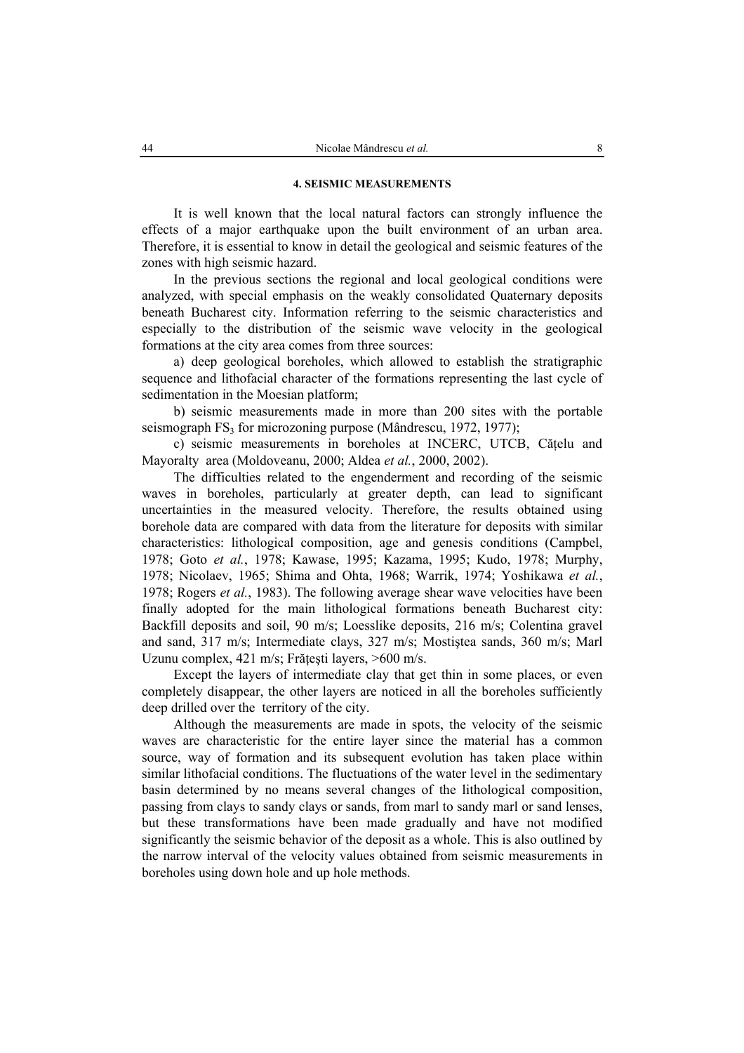### 4. SEISMIC MEASUREMENTS

It is well known that the local natural factors can strongly influence the effects of a major earthquake upon the built environment of an urban area. Therefore, it is essential to know in detail the geological and seismic features of the zones with high seismic hazard.

In the previous sections the regional and local geological conditions were analyzed, with special emphasis on the weakly consolidated Quaternary deposits beneath Bucharest city. Information referring to the seismic characteristics and especially to the distribution of the seismic wave velocity in the geological formations at the city area comes from three sources:

a) deep geological boreholes, which allowed to establish the stratigraphic sequence and lithofacial character of the formations representing the last cycle of sedimentation in the Moesian platform;

b) seismic measurements made in more than 200 sites with the portable seismograph $FS_3$ for microzoning purpose (Mândrescu, 1972, 1977);

c) seismic measurements in boreholes at INCERC, UTCB, Căţelu and Mayoralty area (Moldoveanu, 2000; Aldea *et al.*, 2000, 2002).

The difficulties related to the engenderment and recording of the seismic waves in boreholes, particularly at greater depth, can lead to significant uncertainties in the measured velocity. Therefore, the results obtained using borehole data are compared with data from the literature for deposits with similar characteristics: lithological composition, age and genesis conditions (Campbel, 1978; Goto *et al.*, 1978; Kawase, 1995; Kazama, 1995; Kudo, 1978; Murphy, 1978; Nicolaev, 1965; Shima and Ohta, 1968; Warrik, 1974; Yoshikawa *et al.*, 1978; Rogers *et al.*, 1983). The following average shear wave velocities have been finally adopted for the main lithological formations beneath Bucharest city: Backfill deposits and soil, 90 m/s; Loesslike deposits, 216 m/s; Colentina gravel and sand, 317 m/s; Intermediate clays, 327 m/s; Mostiştea sands, 360 m/s; Marl Uzunu complex, 421 m/s; Frăţeşti layers, >600 m/s.

Except the layers of intermediate clay that get thin in some places, or even completely disappear, the other layers are noticed in all the boreholes sufficiently deep drilled over the territory of the city.

Although the measurements are made in spots, the velocity of the seismic waves are characteristic for the entire layer since the material has a common source, way of formation and its subsequent evolution has taken place within similar lithofacial conditions. The fluctuations of the water level in the sedimentary basin determined by no means several changes of the lithological composition, passing from clays to sandy clays or sands, from marl to sandy marl or sand lenses, but these transformations have been made gradually and have not modified significantly the seismic behavior of the deposit as a whole. This is also outlined by the narrow interval of the velocity values obtained from seismic measurements in boreholes using down hole and up hole methods.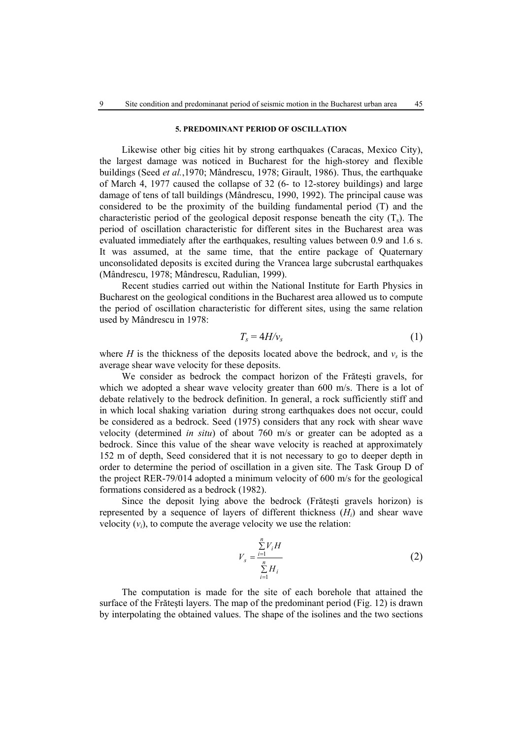## 5. PREDOMINANT PERIOD OF OSCILLATION

Likewise other big cities hit by strong earthquakes (Caracas, Mexico City), the largest damage was noticed in Bucharest for the high-storey and flexible buildings (Seed *et al.*,1970; Mândrescu, 1978; Girault, 1986). Thus, the earthquake of March 4, 1977 caused the collapse of 32 (6- to 12-storey buildings) and large damage of tens of tall buildings (Mândrescu, 1990, 1992). The principal cause was considered to be the proximity of the building fundamental period (T) and the characteristic period of the geological deposit response beneath the city ($T_s$). The period of oscillation characteristic for different sites in the Bucharest area was evaluated immediately after the earthquakes, resulting values between 0.9 and 1.6 s. It was assumed, at the same time, that the entire package of Quaternary unconsolidated deposits is excited during the Vrancea large subcrustal earthquakes (Mândrescu, 1978; Mândrescu, Radulian, 1999).

Recent studies carried out within the National Institute for Earth Physics in Bucharest on the geological conditions in the Bucharest area allowed us to compute the period of oscillation characteristic for different sites, using the same relation used by Mândrescu in 1978:

$$T_s = 4H/v_s \tag{1}$$

where $H$ is the thickness of the deposits located above the bedrock, and $v_s$ is the average shear wave velocity for these deposits.

We consider as bedrock the compact horizon of the Frăteşti gravels, for which we adopted a shear wave velocity greater than 600 m/s. There is a lot of debate relatively to the bedrock definition. In general, a rock sufficiently stiff and in which local shaking variation during strong earthquakes does not occur, could be considered as a bedrock. Seed (1975) considers that any rock with shear wave velocity (determined *in situ*) of about 760 m/s or greater can be adopted as a bedrock. Since this value of the shear wave velocity is reached at approximately 152 m of depth, Seed considered that it is not necessary to go to deeper depth in order to determine the period of oscillation in a given site. The Task Group D of the project RER-79/014 adopted a minimum velocity of 600 m/s for the geological formations considered as a bedrock (1982).

Since the deposit lying above the bedrock (Frăteşti gravels horizon) is represented by a sequence of layers of different thickness ($H_i$) and shear wave velocity ($v_i$), to compute the average velocity we use the relation:

$$V_s = \frac{\sum_{i=1}^{n} V_i H}{\sum_{i=1}^{n} H_i} \tag{2}$$

The computation is made for the site of each borehole that attained the surface of the Frăteşti layers. The map of the predominant period (Fig. 12) is drawn by interpolating the obtained values. The shape of the isolines and the two sections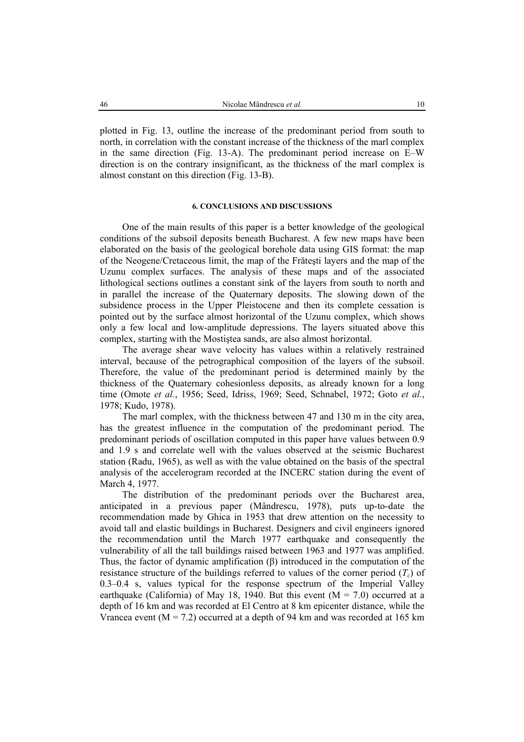plotted in Fig. 13, outline the increase of the predominant period from south to north, in correlation with the constant increase of the thickness of the marl complex in the same direction (Fig. 13-A). The predominant period increase on E–W direction is on the contrary insignificant, as the thickness of the marl complex is almost constant on this direction (Fig. 13-B).

## 6. CONCLUSIONS AND DISCUSSIONS

One of the main results of this paper is a better knowledge of the geological conditions of the subsoil deposits beneath Bucharest. A few new maps have been elaborated on the basis of the geological borehole data using GIS format: the map of the Neogene/Cretaceous limit, the map of the Frăteşti layers and the map of the Uzunu complex surfaces. The analysis of these maps and of the associated lithological sections outlines a constant sink of the layers from south to north and in parallel the increase of the Quaternary deposits. The slowing down of the subsidence process in the Upper Pleistocene and then its complete cessation is pointed out by the surface almost horizontal of the Uzunu complex, which shows only a few local and low-amplitude depressions. The layers situated above this complex, starting with the Mostiştea sands, are also almost horizontal.

The average shear wave velocity has values within a relatively restrained interval, because of the petrographical composition of the layers of the subsoil. Therefore, the value of the predominant period is determined mainly by the thickness of the Quaternary cohesionless deposits, as already known for a long time (Omote *et al.*, 1956; Seed, Idriss, 1969; Seed, Schnabel, 1972; Goto *et al.*, 1978; Kudo, 1978).

The marl complex, with the thickness between 47 and 130 m in the city area, has the greatest influence in the computation of the predominant period. The predominant periods of oscillation computed in this paper have values between 0.9 and 1.9 s and correlate well with the values observed at the seismic Bucharest station (Radu, 1965), as well as with the value obtained on the basis of the spectral analysis of the accelerogram recorded at the INCERC station during the event of March 4, 1977.

The distribution of the predominant periods over the Bucharest area, anticipated in a previous paper (Mândrescu, 1978), puts up-to-date the recommendation made by Ghica in 1953 that drew attention on the necessity to avoid tall and elastic buildings in Bucharest. Designers and civil engineers ignored the recommendation until the March 1977 earthquake and consequently the vulnerability of all the tall buildings raised between 1963 and 1977 was amplified. Thus, the factor of dynamic amplification ($\beta$) introduced in the computation of the resistance structure of the buildings referred to values of the corner period ($T_c$) of 0.3–0.4 s, values typical for the response spectrum of the Imperial Valley earthquake (California) of May 18, 1940. But this event ($M = 7.0$) occurred at a depth of 16 km and was recorded at El Centro at 8 km epicenter distance, while the Vrancea event ($M = 7.2$) occurred at a depth of 94 km and was recorded at 165 km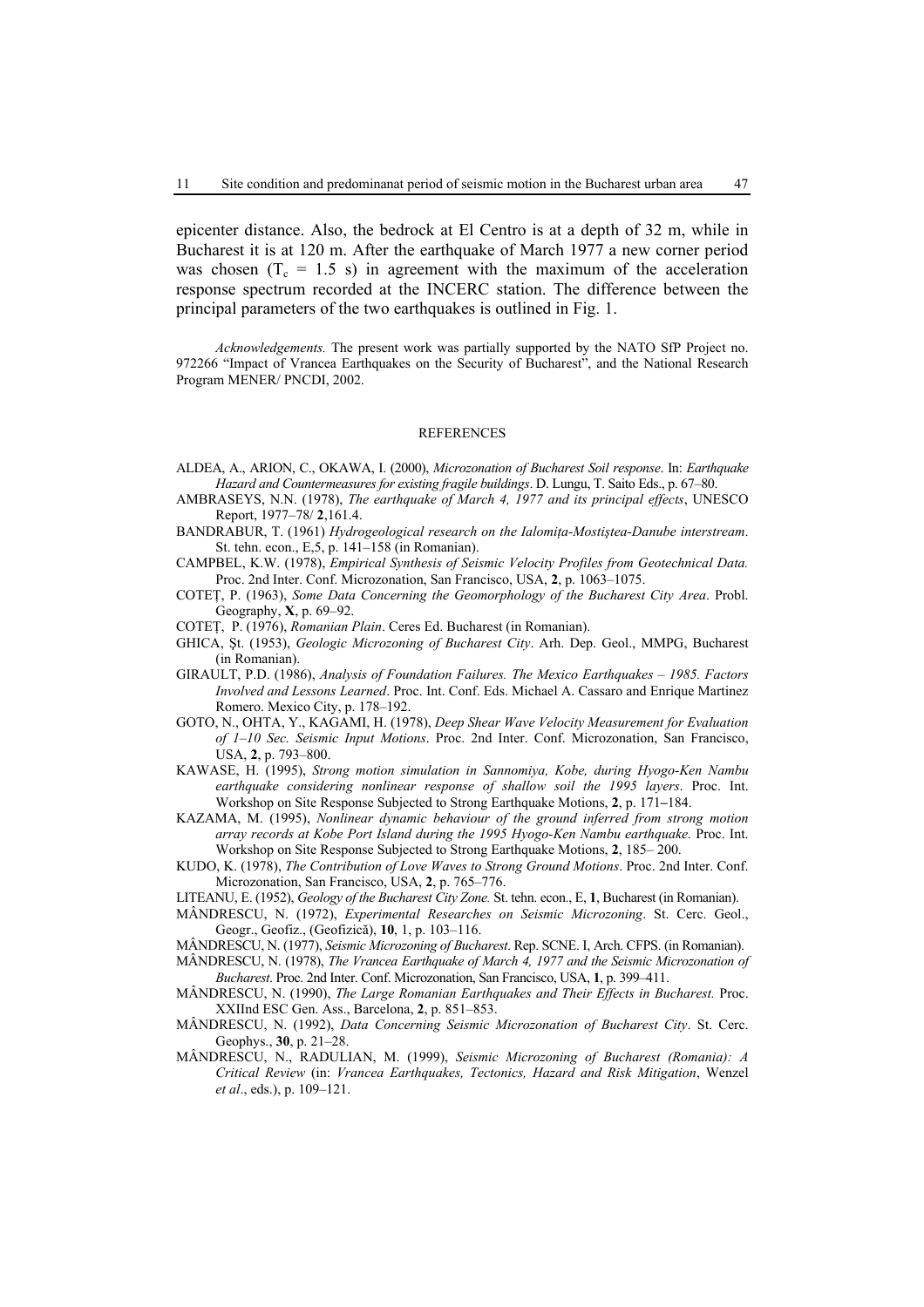epicenter distance. Also, the bedrock at El Centro is at a depth of 32 m, while in Bucharest it is at 120 m. After the earthquake of March 1977 a new corner period was chosen ($T_c$ = 1.5 s) in agreement with the maximum of the acceleration response spectrum recorded at the INCERC station. The difference between the principal parameters of the two earthquakes is outlined in Fig. 1.

*Acknowledgements.* The present work was partially supported by the NATO SfP Project no. 972266 "Impact of Vrancea Earthquakes on the Security of Bucharest", and the National Research Program MENER/ PNCDI, 2002.

## REFERENCES

ALDEA, A., ARION, C., OKAWA, I. (2000), *Microzonation of Bucharest Soil response*. In: *Earthquake Hazard and Countermeasures for existing fragile buildings*. D. Lungu, T. Saito Eds., p. 67–80.

AMBRASEYS, N.N. (1978), *The earthquake of March 4, 1977 and its principal effects*, UNESCO Report, 1977–78/ **2**,161.4.

BANDRABUR, T. (1961) *Hydrogeological research on the Ialomița-Mostiştea-Danube interstream*. St. tehn. econ., E,5, p. 141–158 (in Romanian).

CAMPBEL, K.W. (1978), *Empirical Synthesis of Seismic Velocity Profiles from Geotechnical Data.* Proc. 2nd Inter. Conf. Microzonation, San Francisco, USA, **2**, p. 1063–1075.

COTEȚ, P. (1963), *Some Data Concerning the Geomorphology of the Bucharest City Area*. Probl. Geography, **X**, p. 69–92.

COTEȚ, P. (1976), *Romanian Plain*. Ceres Ed. Bucharest (in Romanian).

GHICA, Șt. (1953), *Geologic Microzoning of Bucharest City*. Arh. Dep. Geol., MMPG, Bucharest (in Romanian).

GIRAULT, P.D. (1986), *Analysis of Foundation Failures. The Mexico Earthquakes – 1985. Factors Involved and Lessons Learned*. Proc. Int. Conf. Eds. Michael A. Cassaro and Enrique Martinez Romero. Mexico City, p. 178–192.

GOTO, N., OHTA, Y., KAGAMI, H. (1978), *Deep Shear Wave Velocity Measurement for Evaluation of 1–10 Sec. Seismic Input Motions*. Proc. 2nd Inter. Conf. Microzonation, San Francisco, USA, **2**, p. 793–800.

KAWASE, H. (1995), *Strong motion simulation in Sannomiya, Kobe, during Hyogo-Ken Nambu earthquake considering nonlinear response of shallow soil the 1995 layers*. Proc. Int. Workshop on Site Response Subjected to Strong Earthquake Motions, **2**, p. 171–184.

KAZAMA, M. (1995), *Nonlinear dynamic behaviour of the ground inferred from strong motion array records at Kobe Port Island during the 1995 Hyogo-Ken Nambu earthquake.* Proc. Int. Workshop on Site Response Subjected to Strong Earthquake Motions, **2**, 185– 200.

KUDO, K. (1978), *The Contribution of Love Waves to Strong Ground Motions*. Proc. 2nd Inter. Conf. Microzonation, San Francisco, USA, **2**, p. 765–776.

LITEANU, E. (1952), *Geology of the Bucharest City Zone.* St. tehn. econ., E, **1**, Bucharest (in Romanian).

MÂNDRESCU, N. (1972), *Experimental Researches on Seismic Microzoning*. St. Cerc. Geol., Geogr., Geofiz., (Geofizică), **10**, 1, p. 103–116.

MÂNDRESCU, N. (1977), *Seismic Microzoning of Bucharest*. Rep. SCNE. I, Arch. CFPS. (in Romanian).

MÂNDRESCU, N. (1978), *The Vrancea Earthquake of March 4, 1977 and the Seismic Microzonation of Bucharest*. Proc. 2nd Inter. Conf. Microzonation, San Francisco, USA, **1**, p. 399–411.

MÂNDRESCU, N. (1990), *The Large Romanian Earthquakes and Their Effects in Bucharest.* Proc. XXIInd ESC Gen. Ass., Barcelona, **2**, p. 851–853.

MÂNDRESCU, N. (1992), *Data Concerning Seismic Microzonation of Bucharest City*. St. Cerc. Geophys., **30**, p. 21–28.

MÂNDRESCU, N., RADULIAN, M. (1999), *Seismic Microzoning of Bucharest (Romania): A Critical Review* (in: *Vrancea Earthquakes, Tectonics, Hazard and Risk Mitigation*, Wenzel *et al*., eds.), p. 109–121.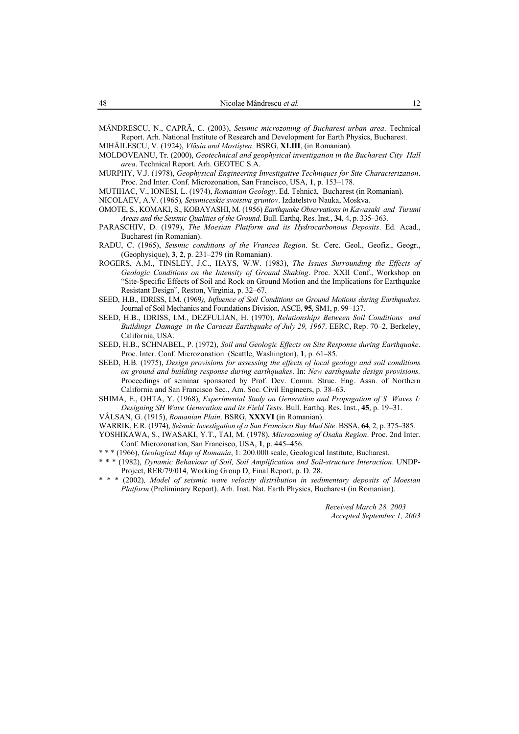MÂNDRESCU, N., CAPRĂ, C. (2003), *Seismic microzoning of Bucharest urban area*. Technical Report. Arh. National Institute of Research and Development for Earth Physics, Bucharest.

MIHĂILESCU, V. (1924), *Vlăsia and Mostiştea*. BSRG, **XLIII**, (in Romanian).

MOLDOVEANU, Tr. (2000), *Geotechnical and geophysical investigation in the Bucharest City Hall area*. Technical Report. Arh. GEOTEC S.A.

MURPHY, V.J. (1978), *Geophysical Engineering Investigative Techniques for Site Characterization*. Proc. 2nd Inter. Conf. Microzonation, San Francisco, USA, **1**, p. 153–178.

MUTIHAC, V., IONESI, L. (1974), *Romanian Geology*. Ed. Tehnică, Bucharest (in Romanian).

NICOLAEV, A.V. (1965)*, Seismiceskie svoistva gruntov*. Izdatelstvo Nauka, Moskva.

OMOTE, S., KOMAKI, S., KOBAYASHI, M. (1956) *Earthquake Observations in Kawasaki and Turumi Areas and the Seismic Qualities of the Ground*. Bull. Earthq. Res. Inst., **34**, 4, p. 335–363.

PARASCHIV, D. (1979), *The Moesian Platform and its Hydrocarbonous Deposits*. Ed. Acad., Bucharest (in Romanian).

RADU, C. (1965), *Seismic conditions of the Vrancea Region*. St. Cerc. Geol., Geofiz., Geogr., (Geophysique), **3**, **2**, p. 231–279 (in Romanian).

ROGERS, A.M., TINSLEY, J.C., HAYS, W.W. (1983), *The Issues Surrounding the Effects of Geologic Conditions on the Intensity of Ground Shaking*. Proc. XXII Conf., Workshop on "Site-Specific Effects of Soil and Rock on Ground Motion and the Implications for Earthquake Resistant Design", Reston, Virginia, p. 32–67.

SEED, H.B., IDRISS, I.M. (1969*), Influence of Soil Conditions on Ground Motions during Earthquakes*. Journal of Soil Mechanics and Foundations Division, ASCE, **95**, SM1, p. 99–137.

SEED, H.B., IDRISS, I.M., DEZFULIAN, H. (1970), *Relationships Between Soil Conditions and Buildings Damage in the Caracas Earthquake of July 29, 1967*. EERC, Rep. 70–2, Berkeley, California, USA.

SEED, H.B., SCHNABEL, P. (1972), *Soil and Geologic Effects on Site Response during Earthquake*. Proc. Inter. Conf. Microzonation (Seattle, Washington), **1**, p. 61–85.

SEED, H.B. (1975), *Design provisions for assessing the effects of local geology and soil conditions on ground and building response during earthquakes*. In: *New earthquake design provisions.* Proceedings of seminar sponsored by Prof. Dev. Comm. Struc. Eng. Assn. of Northern California and San Francisco Sec., Am. Soc. Civil Engineers, p. 38–63.

SHIMA, E., OHTA, Y. (1968), *Experimental Study on Generation and Propagation of S Waves I: Designing SH Wave Generation and its Field Tests*. Bull. Earthq. Res. Inst., **45**, p. 19–31.

VÂLSAN, G. (1915), *Romanian Plain*. BSRG, **XXXVI** (in Romanian).

WARRIK, E.R. (1974), *Seismic Investigation of a San Francisco Bay Mud Site*. BSSA, **64**, 2, p. 375–385.

YOSHIKAWA, S., IWASAKI, Y.T., TAI, M. (1978), *Microzoning of Osaka Region*. Proc. 2nd Inter. Conf. Microzonation, San Francisco, USA, **1**, p. 445–456.

\* \* \* (1966), *Geological Map of Romania*, 1: 200.000 scale, Geological Institute, Bucharest.

\* \* \* (1982), *Dynamic Behaviour of Soil, Soil Amplification and Soil-structure Interaction*. UNDP-Project, RER/79/014, Working Group D, Final Report, p. D. 28.

\* \* \* (2002)*, Model of seismic wave velocity distribution in sedimentary deposits of Moesian Platform* (Preliminary Report). Arh. Inst. Nat. Earth Physics, Bucharest (in Romanian).

*Received March 28, 2003*
*Accepted September 1, 2003*